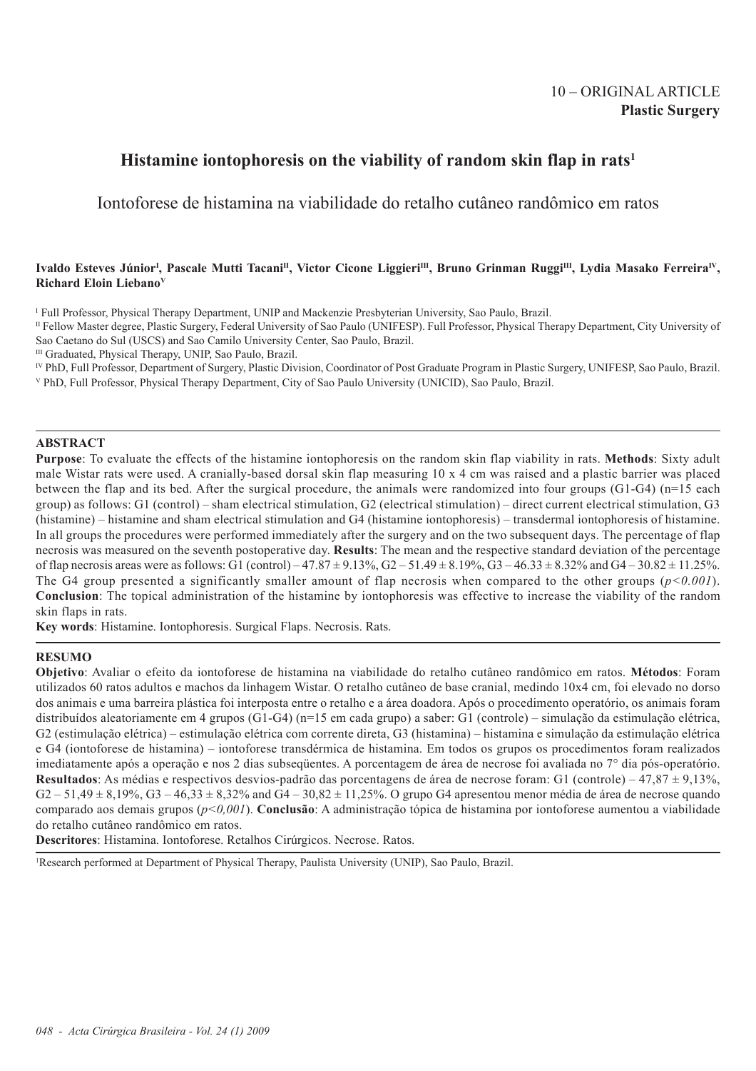10 – ORIGINAL ARTICLE
**Plastic Surgery**

# Histamine iontophoresis on the viability of random skin flap in rats[1]

## Iontoforese de histamina na viabilidade do retalho cutâneo randômico em ratos

**Ivaldo Esteves Júnior[I], Pascale Mutti Tacani[II], Victor Cicone Liggieri[III], Bruno Grinman Ruggi[III], Lydia Masako Ferreira[IV], Richard Eloin Liebano[V]**

[I] Full Professor, Physical Therapy Department, UNIP and Mackenzie Presbyterian University, Sao Paulo, Brazil.

[II] Fellow Master degree, Plastic Surgery, Federal University of Sao Paulo (UNIFESP). Full Professor, Physical Therapy Department, City University of Sao Caetano do Sul (USCS) and Sao Camilo University Center, Sao Paulo, Brazil.

[III] Graduated, Physical Therapy, UNIP, Sao Paulo, Brazil.

[IV] PhD, Full Professor, Department of Surgery, Plastic Division, Coordinator of Post Graduate Program in Plastic Surgery, UNIFESP, Sao Paulo, Brazil.

[V] PhD, Full Professor, Physical Therapy Department, City of Sao Paulo University (UNICID), Sao Paulo, Brazil.

---

### ABSTRACT

**Purpose**: To evaluate the effects of the histamine iontophoresis on the random skin flap viability in rats. **Methods**: Sixty adult male Wistar rats were used. A cranially-based dorsal skin flap measuring 10 x 4 cm was raised and a plastic barrier was placed between the flap and its bed. After the surgical procedure, the animals were randomized into four groups (G1-G4) (n=15 each group) as follows: G1 (control) – sham electrical stimulation, G2 (electrical stimulation) – direct current electrical stimulation, G3 (histamine) – histamine and sham electrical stimulation and G4 (histamine iontophoresis) – transdermal iontophoresis of histamine. In all groups the procedures were performed immediately after the surgery and on the two subsequent days. The percentage of flap necrosis was measured on the seventh postoperative day. **Results**: The mean and the respective standard deviation of the percentage of flap necrosis areas were as follows: G1 (control) – 47.87 ± 9.13%, G2 – 51.49 ± 8.19%, G3 – 46.33 ± 8.32% and G4 – 30.82 ± 11.25%. The G4 group presented a significantly smaller amount of flap necrosis when compared to the other groups ($p<0.001$). **Conclusion**: The topical administration of the histamine by iontophoresis was effective to increase the viability of the random skin flaps in rats.

**Key words**: Histamine. Iontophoresis. Surgical Flaps. Necrosis. Rats.

---

### RESUMO

**Objetivo**: Avaliar o efeito da iontoforese de histamina na viabilidade do retalho cutâneo randômico em ratos. **Métodos**: Foram utilizados 60 ratos adultos e machos da linhagem Wistar. O retalho cutâneo de base cranial, medindo 10x4 cm, foi elevado no dorso dos animais e uma barreira plástica foi interposta entre o retalho e a área doadora. Após o procedimento operatório, os animais foram distribuídos aleatoriamente em 4 grupos (G1-G4) (n=15 em cada grupo) a saber: G1 (controle) – simulação da estimulação elétrica, G2 (estimulação elétrica) – estimulação elétrica com corrente direta, G3 (histamina) – histamina e simulação da estimulação elétrica e G4 (iontoforese de histamina) – iontoforese transdérmica de histamina. Em todos os grupos os procedimentos foram realizados imediatamente após a operação e nos 2 dias subseqüentes. A porcentagem de área de necrose foi avaliada no 7° dia pós-operatório. **Resultados**: As médias e respectivos desvios-padrão das porcentagens de área de necrose foram: G1 (controle) – 47,87 ± 9,13%, G2 – 51,49 ± 8,19%, G3 – 46,33 ± 8,32% and G4 – 30,82 ± 11,25%. O grupo G4 apresentou menor média de área de necrose quando comparado aos demais grupos ($p<0,001$). **Conclusão**: A administração tópica de histamina por iontoforese aumentou a viabilidade do retalho cutâneo randômico em ratos.

**Descritores**: Histamina. Iontoforese. Retalhos Cirúrgicos. Necrose. Ratos.

---

[1]Research performed at Department of Physical Therapy, Paulista University (UNIP), Sao Paulo, Brazil.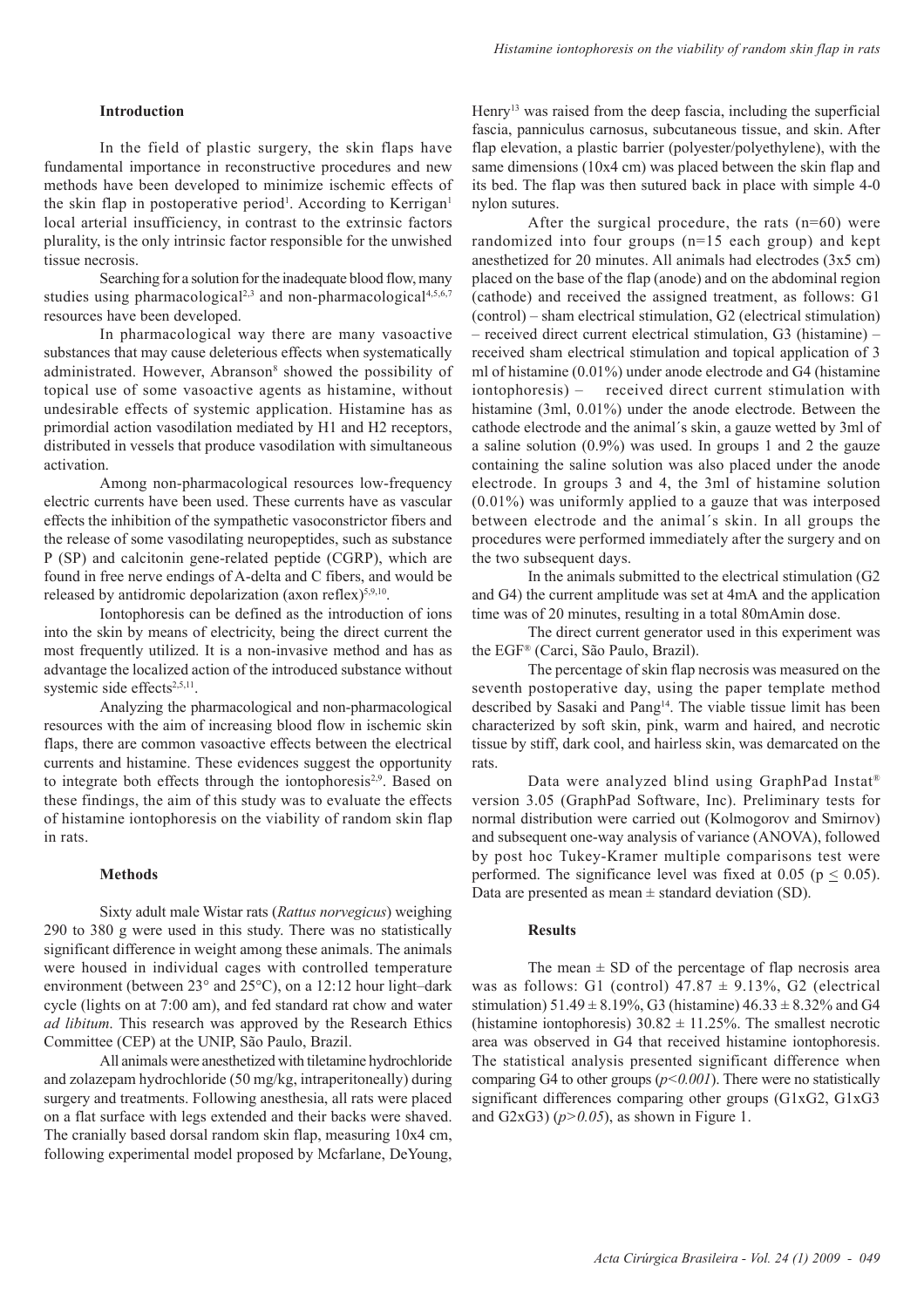### Introduction

In the field of plastic surgery, the skin flaps have fundamental importance in reconstructive procedures and new methods have been developed to minimize ischemic effects of the skin flap in postoperative period[1]. According to Kerrigan[1] local arterial insufficiency, in contrast to the extrinsic factors plurality, is the only intrinsic factor responsible for the unwished tissue necrosis.

Searching for a solution for the inadequate blood flow, many studies using pharmacological[2,3] and non-pharmacological[4,5,6,7] resources have been developed.

In pharmacological way there are many vasoactive substances that may cause deleterious effects when systematically administrated. However, Abranson[8] showed the possibility of topical use of some vasoactive agents as histamine, without undesirable effects of systemic application. Histamine has as primordial action vasodilation mediated by H1 and H2 receptors, distributed in vessels that produce vasodilation with simultaneous activation.

Among non-pharmacological resources low-frequency electric currents have been used. These currents have as vascular effects the inhibition of the sympathetic vasoconstrictor fibers and the release of some vasodilating neuropeptides, such as substance P (SP) and calcitonin gene-related peptide (CGRP), which are found in free nerve endings of A-delta and C fibers, and would be released by antidromic depolarization (axon reflex)[5,9,10].

Iontophoresis can be defined as the introduction of ions into the skin by means of electricity, being the direct current the most frequently utilized. It is a non-invasive method and has as advantage the localized action of the introduced substance without systemic side effects[2,5,11].

Analyzing the pharmacological and non-pharmacological resources with the aim of increasing blood flow in ischemic skin flaps, there are common vasoactive effects between the electrical currents and histamine. These evidences suggest the opportunity to integrate both effects through the iontophoresis[2,9]. Based on these findings, the aim of this study was to evaluate the effects of histamine iontophoresis on the viability of random skin flap in rats.

### Methods

Sixty adult male Wistar rats (*Rattus norvegicus*) weighing 290 to 380 g were used in this study. There was no statistically significant difference in weight among these animals. The animals were housed in individual cages with controlled temperature environment (between 23° and 25°C), on a 12:12 hour light–dark cycle (lights on at 7:00 am), and fed standard rat chow and water *ad libitum*. This research was approved by the Research Ethics Committee (CEP) at the UNIP, São Paulo, Brazil.

All animals were anesthetized with tiletamine hydrochloride and zolazepam hydrochloride (50 mg/kg, intraperitoneally) during surgery and treatments. Following anesthesia, all rats were placed on a flat surface with legs extended and their backs were shaved. The cranially based dorsal random skin flap, measuring 10x4 cm, following experimental model proposed by Mcfarlane, DeYoung, Henry[13] was raised from the deep fascia, including the superficial fascia, panniculus carnosus, subcutaneous tissue, and skin. After flap elevation, a plastic barrier (polyester/polyethylene), with the same dimensions (10x4 cm) was placed between the skin flap and its bed. The flap was then sutured back in place with simple 4-0 nylon sutures.

After the surgical procedure, the rats (n=60) were randomized into four groups (n=15 each group) and kept anesthetized for 20 minutes. All animals had electrodes (3x5 cm) placed on the base of the flap (anode) and on the abdominal region (cathode) and received the assigned treatment, as follows: G1 (control) – sham electrical stimulation, G2 (electrical stimulation) – received direct current electrical stimulation, G3 (histamine) – received sham electrical stimulation and topical application of 3 ml of histamine (0.01%) under anode electrode and G4 (histamine iontophoresis) – received direct current stimulation with histamine (3ml, 0.01%) under the anode electrode. Between the cathode electrode and the animal´s skin, a gauze wetted by 3ml of a saline solution (0.9%) was used. In groups 1 and 2 the gauze containing the saline solution was also placed under the anode electrode. In groups 3 and 4, the 3ml of histamine solution (0.01%) was uniformly applied to a gauze that was interposed between electrode and the animal´s skin. In all groups the procedures were performed immediately after the surgery and on the two subsequent days.

In the animals submitted to the electrical stimulation (G2 and G4) the current amplitude was set at 4mA and the application time was of 20 minutes, resulting in a total 80mAmin dose.

The direct current generator used in this experiment was the EGF® (Carci, São Paulo, Brazil).

The percentage of skin flap necrosis was measured on the seventh postoperative day, using the paper template method described by Sasaki and Pang[14]. The viable tissue limit has been characterized by soft skin, pink, warm and haired, and necrotic tissue by stiff, dark cool, and hairless skin, was demarcated on the rats.

Data were analyzed blind using GraphPad Instat® version 3.05 (GraphPad Software, Inc). Preliminary tests for normal distribution were carried out (Kolmogorov and Smirnov) and subsequent one-way analysis of variance (ANOVA), followed by post hoc Tukey-Kramer multiple comparisons test were performed. The significance level was fixed at 0.05 ($p \leq 0.05$). Data are presented as mean ± standard deviation (SD).

### Results

The mean ± SD of the percentage of flap necrosis area was as follows: G1 (control) 47.87 ± 9.13%, G2 (electrical stimulation) 51.49 ± 8.19%, G3 (histamine) 46.33 ± 8.32% and G4 (histamine iontophoresis) 30.82 ± 11.25%. The smallest necrotic area was observed in G4 that received histamine iontophoresis. The statistical analysis presented significant difference when comparing G4 to other groups ($p<0.001$). There were no statistically significant differences comparing other groups (G1xG2, G1xG3 and G2xG3) ($p>0.05$), as shown in Figure 1.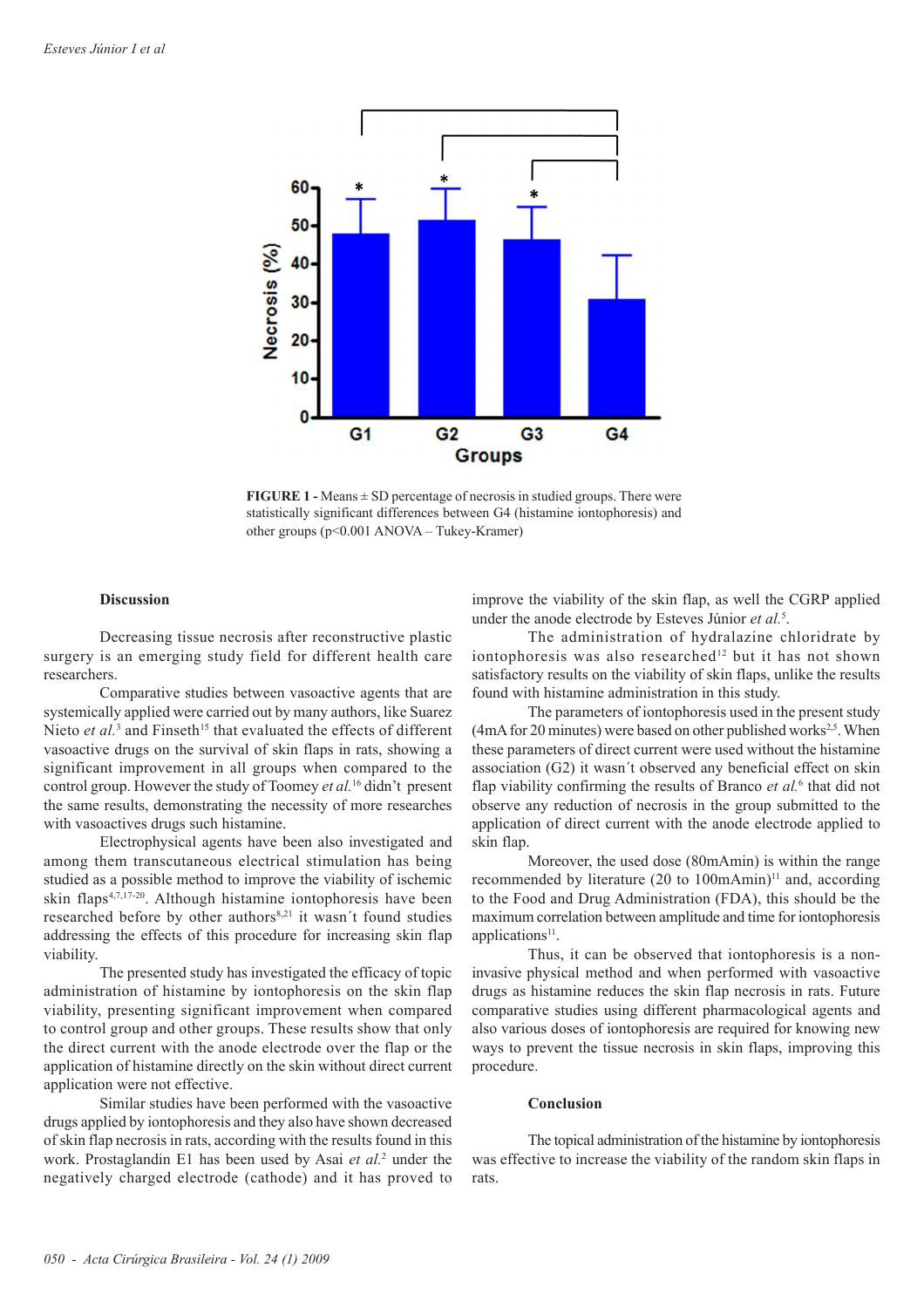60
50
40
30
20
10
0
Necrosis (%)
*
*
*
G1
G2
G3
G4
Groups

**FIGURE 1 -** Means ± SD percentage of necrosis in studied groups. There were statistically significant differences between G4 (histamine iontophoresis) and other groups (p<0.001 ANOVA – Tukey-Kramer)

## Discussion

Decreasing tissue necrosis after reconstructive plastic surgery is an emerging study field for different health care researchers.

Comparative studies between vasoactive agents that are systemically applied were carried out by many authors, like Suarez Nieto *et al.*[3] and Finseth[15] that evaluated the effects of different vasoactive drugs on the survival of skin flaps in rats, showing a significant improvement in all groups when compared to the control group. However the study of Toomey *et al.*[16] didn't present the same results, demonstrating the necessity of more researches with vasoactives drugs such histamine.

Electrophysical agents have been also investigated and among them transcutaneous electrical stimulation has being studied as a possible method to improve the viability of ischemic skin flaps[4,7,17-20]. Although histamine iontophoresis have been researched before by other authors[8,21] it wasn´t found studies addressing the effects of this procedure for increasing skin flap viability.

The presented study has investigated the efficacy of topic administration of histamine by iontophoresis on the skin flap viability, presenting significant improvement when compared to control group and other groups. These results show that only the direct current with the anode electrode over the flap or the application of histamine directly on the skin without direct current application were not effective.

Similar studies have been performed with the vasoactive drugs applied by iontophoresis and they also have shown decreased of skin flap necrosis in rats, according with the results found in this work. Prostaglandin E1 has been used by Asai *et al.*[2] under the negatively charged electrode (cathode) and it has proved to improve the viability of the skin flap, as well the CGRP applied under the anode electrode by Esteves Júnior *et al.*[5].

The administration of hydralazine chloridrate by iontophoresis was also researched[12] but it has not shown satisfactory results on the viability of skin flaps, unlike the results found with histamine administration in this study.

The parameters of iontophoresis used in the present study (4mA for 20 minutes) were based on other published works[2,5]. When these parameters of direct current were used without the histamine association (G2) it wasn´t observed any beneficial effect on skin flap viability confirming the results of Branco *et al.*[6] that did not observe any reduction of necrosis in the group submitted to the application of direct current with the anode electrode applied to skin flap.

Moreover, the used dose (80mAmin) is within the range recommended by literature (20 to 100mAmin)[11] and, according to the Food and Drug Administration (FDA), this should be the maximum correlation between amplitude and time for iontophoresis applications[11].

Thus, it can be observed that iontophoresis is a non-invasive physical method and when performed with vasoactive drugs as histamine reduces the skin flap necrosis in rats. Future comparative studies using different pharmacological agents and also various doses of iontophoresis are required for knowing new ways to prevent the tissue necrosis in skin flaps, improving this procedure.

## Conclusion

The topical administration of the histamine by iontophoresis was effective to increase the viability of the random skin flaps in rats.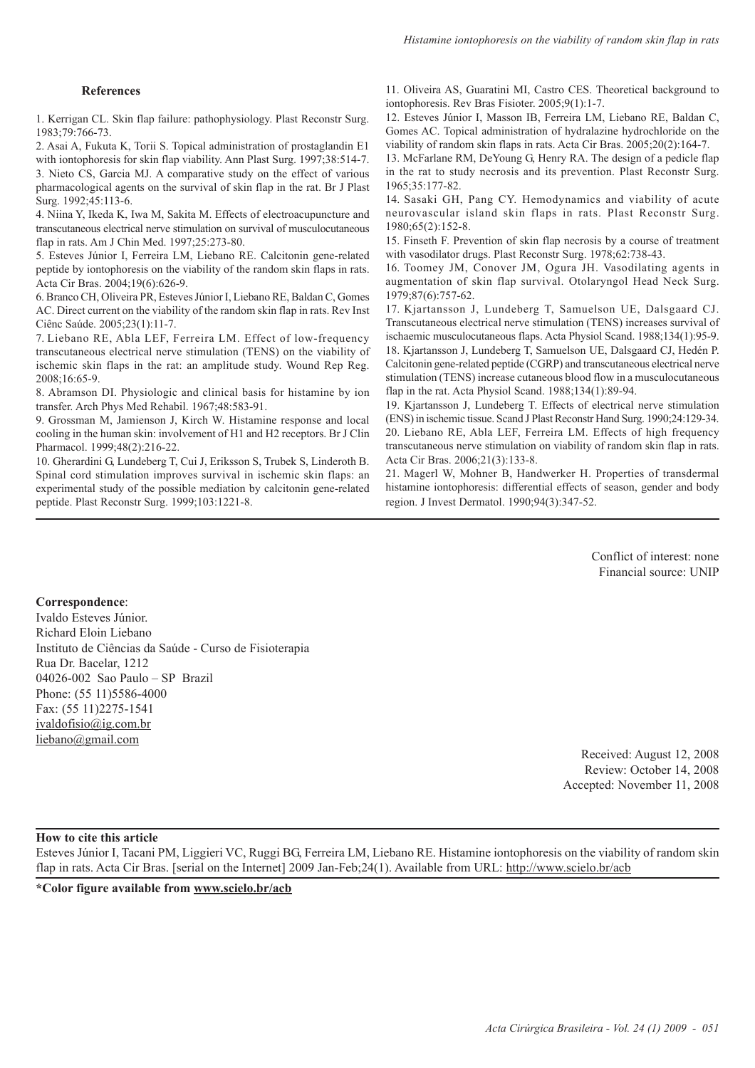### References

1. Kerrigan CL. Skin flap failure: pathophysiology. Plast Reconstr Surg. 1983;79:766-73.
2. Asai A, Fukuta K, Torii S. Topical administration of prostaglandin E1 with iontophoresis for skin flap viability. Ann Plast Surg. 1997;38:514-7.
3. Nieto CS, Garcia MJ. A comparative study on the effect of various pharmacological agents on the survival of skin flap in the rat. Br J Plast Surg. 1992;45:113-6.
4. Niina Y, Ikeda K, Iwa M, Sakita M. Effects of electroacupuncture and transcutaneous electrical nerve stimulation on survival of musculocutaneous flap in rats. Am J Chin Med. 1997;25:273-80.
5. Esteves Júnior I, Ferreira LM, Liebano RE. Calcitonin gene-related peptide by iontophoresis on the viability of the random skin flaps in rats. Acta Cir Bras. 2004;19(6):626-9.
6. Branco CH, Oliveira PR, Esteves Júnior I, Liebano RE, Baldan C, Gomes AC. Direct current on the viability of the random skin flap in rats. Rev Inst Ciênc Saúde. 2005;23(1):11-7.
7. Liebano RE, Abla LEF, Ferreira LM. Effect of low-frequency transcutaneous electrical nerve stimulation (TENS) on the viability of ischemic skin flaps in the rat: an amplitude study. Wound Rep Reg. 2008;16:65-9.
8. Abramson DI. Physiologic and clinical basis for histamine by ion transfer. Arch Phys Med Rehabil. 1967;48:583-91.
9. Grossman M, Jamienson J, Kirch W. Histamine response and local cooling in the human skin: involvement of H1 and H2 receptors. Br J Clin Pharmacol. 1999;48(2):216-22.
10. Gherardini G, Lundeberg T, Cui J, Eriksson S, Trubek S, Linderoth B. Spinal cord stimulation improves survival in ischemic skin flaps: an experimental study of the possible mediation by calcitonin gene-related peptide. Plast Reconstr Surg. 1999;103:1221-8.
11. Oliveira AS, Guaratini MI, Castro CES. Theoretical background to iontophoresis. Rev Bras Fisioter. 2005;9(1):1-7.
12. Esteves Júnior I, Masson IB, Ferreira LM, Liebano RE, Baldan C, Gomes AC. Topical administration of hydralazine hydrochloride on the viability of random skin flaps in rats. Acta Cir Bras. 2005;20(2):164-7.
13. McFarlane RM, DeYoung G, Henry RA. The design of a pedicle flap in the rat to study necrosis and its prevention. Plast Reconstr Surg. 1965;35:177-82.
14. Sasaki GH, Pang CY. Hemodynamics and viability of acute neurovascular island skin flaps in rats. Plast Reconstr Surg. 1980;65(2):152-8.
15. Finseth F. Prevention of skin flap necrosis by a course of treatment with vasodilator drugs. Plast Reconstr Surg. 1978;62:738-43.
16. Toomey JM, Conover JM, Ogura JH. Vasodilating agents in augmentation of skin flap survival. Otolaryngol Head Neck Surg. 1979;87(6):757-62.
17. Kjartansson J, Lundeberg T, Samuelson UE, Dalsgaard CJ. Transcutaneous electrical nerve stimulation (TENS) increases survival of ischaemic musculocutaneous flaps. Acta Physiol Scand. 1988;134(1):95-9.
18. Kjartansson J, Lundeberg T, Samuelson UE, Dalsgaard CJ, Hedén P. Calcitonin gene-related peptide (CGRP) and transcutaneous electrical nerve stimulation (TENS) increase cutaneous blood flow in a musculocutaneous flap in the rat. Acta Physiol Scand. 1988;134(1):89-94.
19. Kjartansson J, Lundeberg T. Effects of electrical nerve stimulation (ENS) in ischemic tissue. Scand J Plast Reconstr Hand Surg. 1990;24:129-34.
20. Liebano RE, Abla LEF, Ferreira LM. Effects of high frequency transcutaneous nerve stimulation on viability of random skin flap in rats. Acta Cir Bras. 2006;21(3):133-8.
21. Magerl W, Mohner B, Handwerker H. Properties of transdermal histamine iontophoresis: differential effects of season, gender and body region. J Invest Dermatol. 1990;94(3):347-52.

Conflict of interest: none
Financial source: UNIP

**Correspondence**:
Ivaldo Esteves Júnior.
Richard Eloin Liebano
Instituto de Ciências da Saúde - Curso de Fisioterapia
Rua Dr. Bacelar, 1212
04026-002 Sao Paulo – SP Brazil
Phone: (55 11)5586-4000
Fax: (55 11)2275-1541
ivaldofisio@ig.com.br
liebano@gmail.com

Received: August 12, 2008
Review: October 14, 2008
Accepted: November 11, 2008

**How to cite this article**

Esteves Júnior I, Tacani PM, Liggieri VC, Ruggi BG, Ferreira LM, Liebano RE. Histamine iontophoresis on the viability of random skin flap in rats. Acta Cir Bras. [serial on the Internet] 2009 Jan-Feb;24(1). Available from URL: http://www.scielo.br/acb

**\*Color figure available from www.scielo.br/acb**